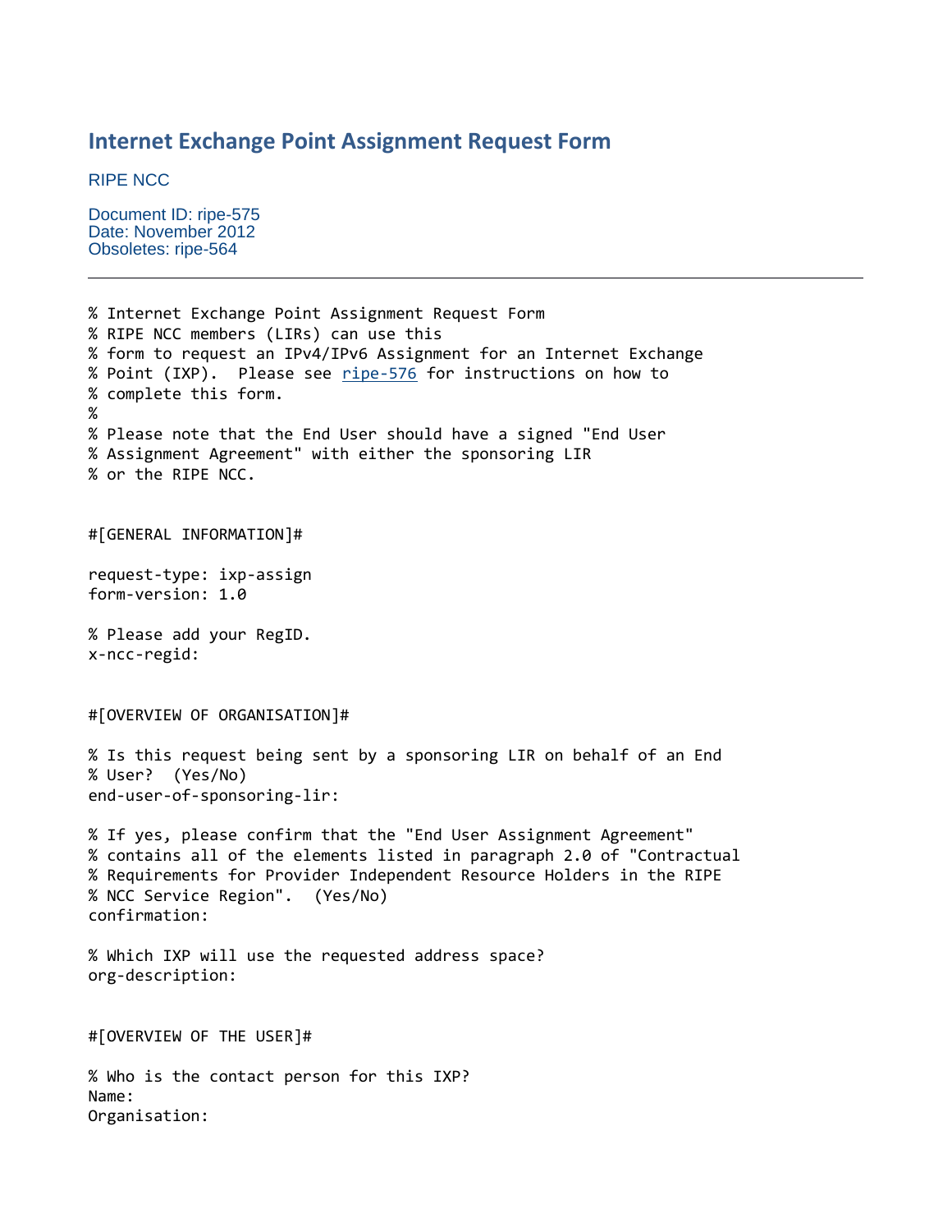# Internet Exchange Point Assignment Request Form

RIPE NCC

Document ID: ripe-575
Date: November 2012
Obsoletes: ripe-564

---

```
% Internet Exchange Point Assignment Request Form
% RIPE NCC members (LIRs) can use this
% form to request an IPv4/IPv6 Assignment for an Internet Exchange
% Point (IXP).  Please see ripe-576 for instructions on how to
% complete this form.
%
% Please note that the End User should have a signed "End User
% Assignment Agreement" with either the sponsoring LIR
% or the RIPE NCC.


#[GENERAL INFORMATION]#

request-type: ixp-assign
form-version: 1.0

% Please add your RegID.
x-ncc-regid:


#[OVERVIEW OF ORGANISATION]#

% Is this request being sent by a sponsoring LIR on behalf of an End
% User?  (Yes/No)
end-user-of-sponsoring-lir:

% If yes, please confirm that the "End User Assignment Agreement"
% contains all of the elements listed in paragraph 2.0 of "Contractual
% Requirements for Provider Independent Resource Holders in the RIPE
% NCC Service Region".  (Yes/No)
confirmation:

% Which IXP will use the requested address space?
org-description:


#[OVERVIEW OF THE USER]#

% Who is the contact person for this IXP?
Name:
Organisation:
```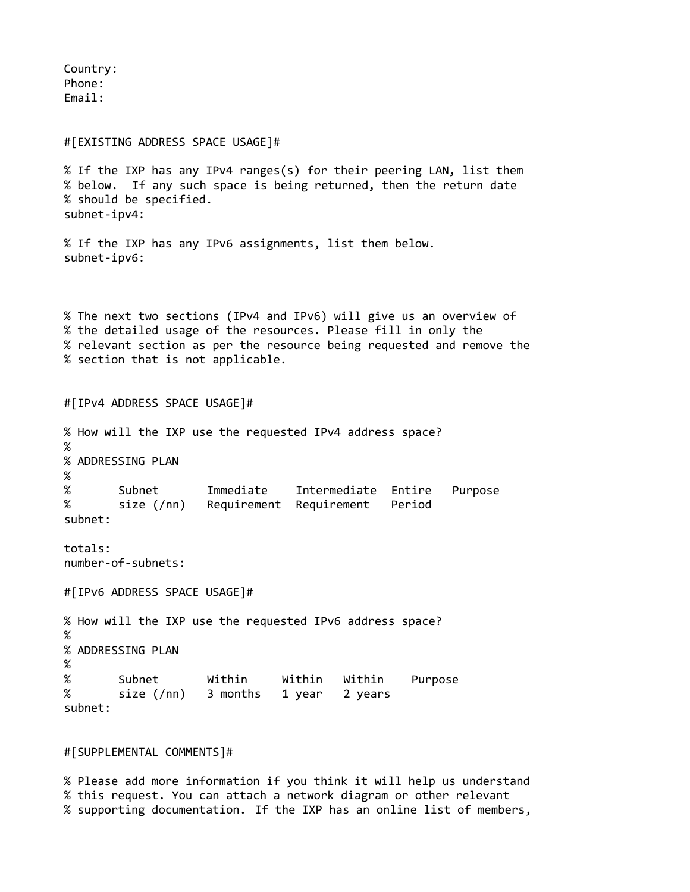```
Country:
Phone:
Email:


#[EXISTING ADDRESS SPACE USAGE]#

% If the IXP has any IPv4 ranges(s) for their peering LAN, list them
% below.  If any such space is being returned, then the return date
% should be specified.
subnet-ipv4:

% If the IXP has any IPv6 assignments, list them below.
subnet-ipv6:



% The next two sections (IPv4 and IPv6) will give us an overview of
% the detailed usage of the resources. Please fill in only the
% relevant section as per the resource being requested and remove the
% section that is not applicable.


#[IPv4 ADDRESS SPACE USAGE]#

% How will the IXP use the requested IPv4 address space?
%
% ADDRESSING PLAN
%
%       Subnet       Immediate    Intermediate  Entire   Purpose
%       size (/nn)   Requirement  Requirement   Period
subnet:

totals:
number-of-subnets:

#[IPv6 ADDRESS SPACE USAGE]#

% How will the IXP use the requested IPv6 address space?
%
% ADDRESSING PLAN
%
%       Subnet       Within     Within   Within    Purpose
%       size (/nn)   3 months   1 year   2 years
subnet:


#[SUPPLEMENTAL COMMENTS]#

% Please add more information if you think it will help us understand
% this request. You can attach a network diagram or other relevant
% supporting documentation. If the IXP has an online list of members,
```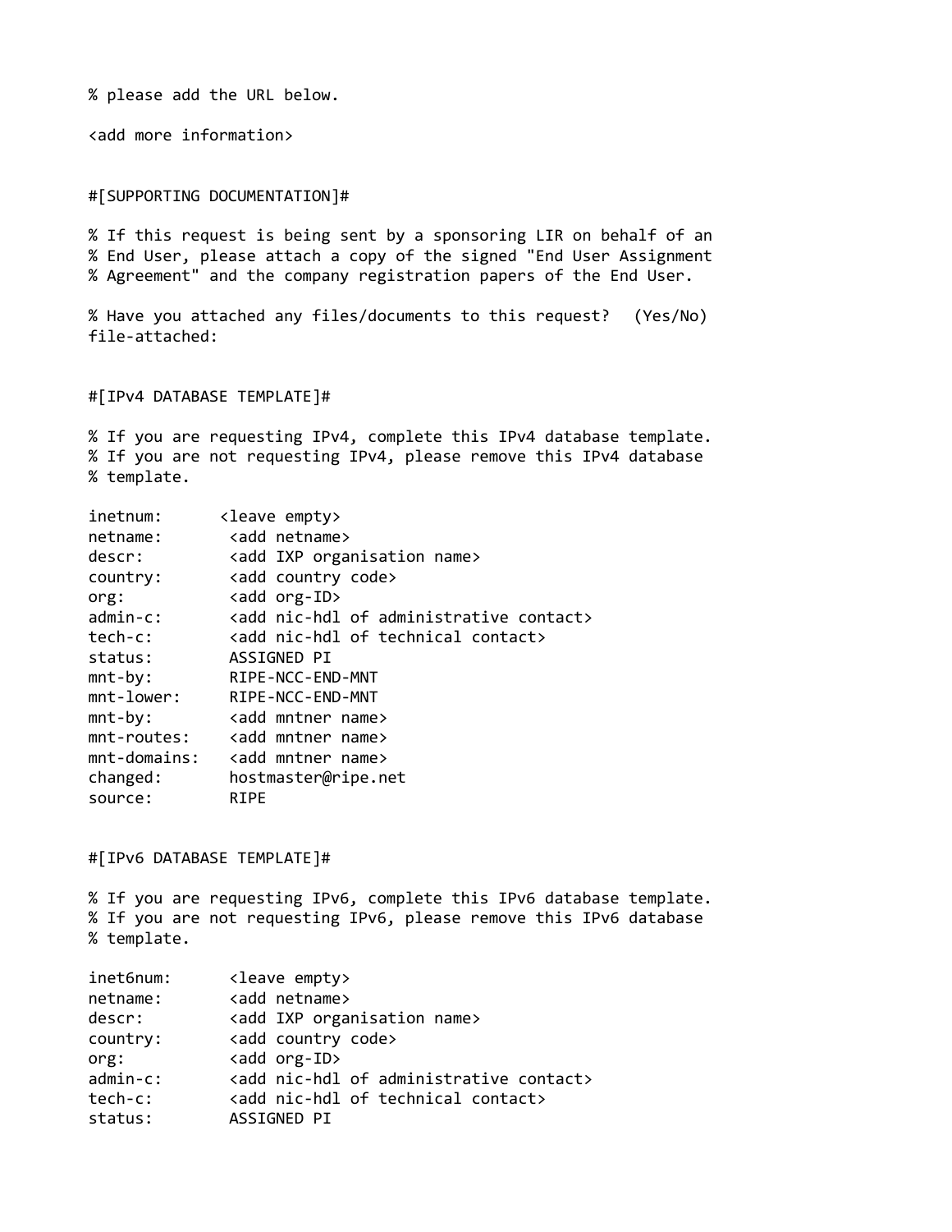```
% please add the URL below.

<add more information>


#[SUPPORTING DOCUMENTATION]#

% If this request is being sent by a sponsoring LIR on behalf of an
% End User, please attach a copy of the signed "End User Assignment
% Agreement" and the company registration papers of the End User.

% Have you attached any files/documents to this request?  (Yes/No)
file-attached:


#[IPv4 DATABASE TEMPLATE]#

% If you are requesting IPv4, complete this IPv4 database template.
% If you are not requesting IPv4, please remove this IPv4 database
% template.

inetnum:       <leave empty>
netname:        <add netname>
descr:          <add IXP organisation name>
country:        <add country code>
org:            <add org-ID>
admin-c:        <add nic-hdl of administrative contact>
tech-c:         <add nic-hdl of technical contact>
status:         ASSIGNED PI
mnt-by:         RIPE-NCC-END-MNT
mnt-lower:      RIPE-NCC-END-MNT
mnt-by:         <add mntner name>
mnt-routes:     <add mntner name>
mnt-domains:    <add mntner name>
changed:        hostmaster@ripe.net
source:         RIPE


#[IPv6 DATABASE TEMPLATE]#

% If you are requesting IPv6, complete this IPv6 database template.
% If you are not requesting IPv6, please remove this IPv6 database
% template.

inet6num:       <leave empty>
netname:        <add netname>
descr:          <add IXP organisation name>
country:        <add country code>
org:            <add org-ID>
admin-c:        <add nic-hdl of administrative contact>
tech-c:         <add nic-hdl of technical contact>
status:         ASSIGNED PI
```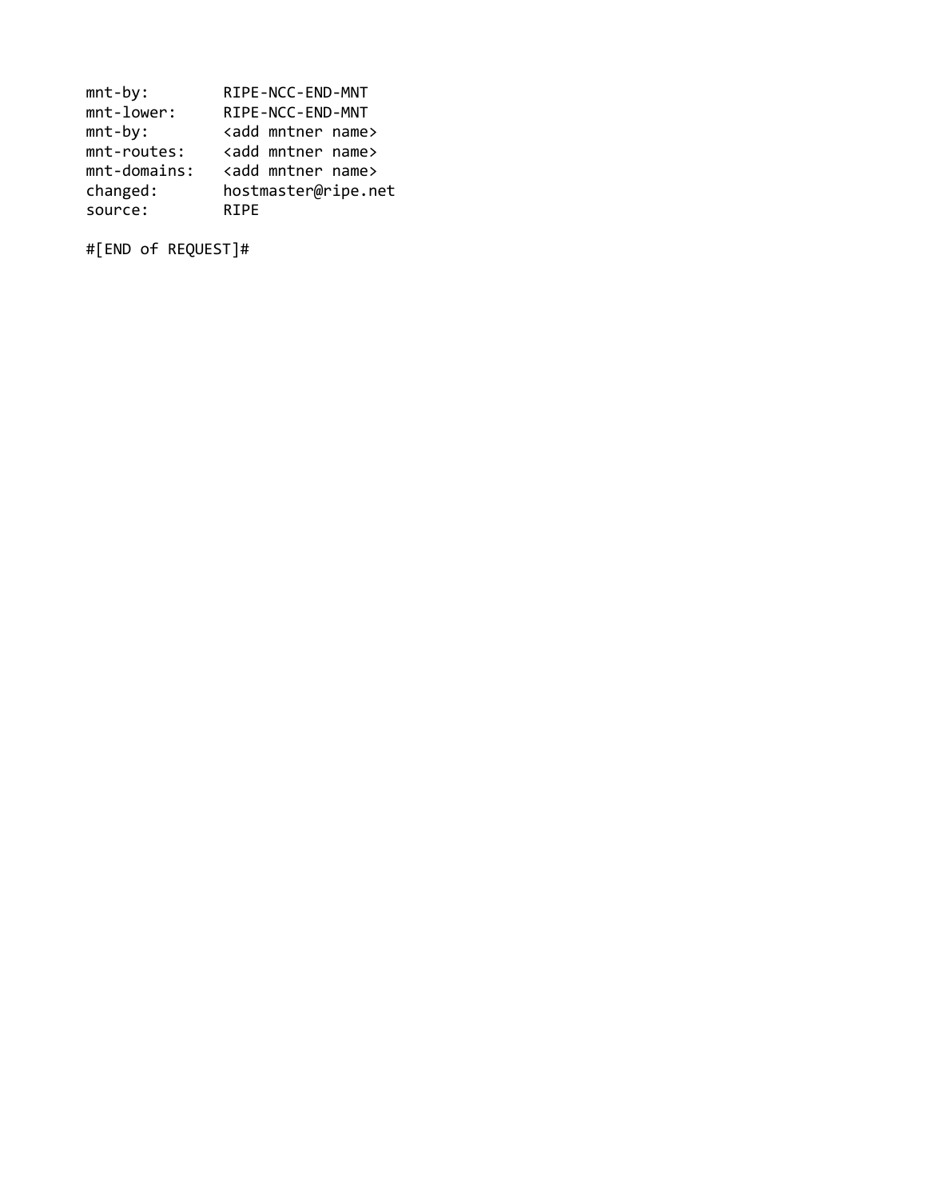```
mnt-by:         RIPE-NCC-END-MNT
mnt-lower:      RIPE-NCC-END-MNT
mnt-by:         <add mntner name>
mnt-routes:     <add mntner name>
mnt-domains:    <add mntner name>
changed:        hostmaster@ripe.net
source:         RIPE

#[END of REQUEST]#
```